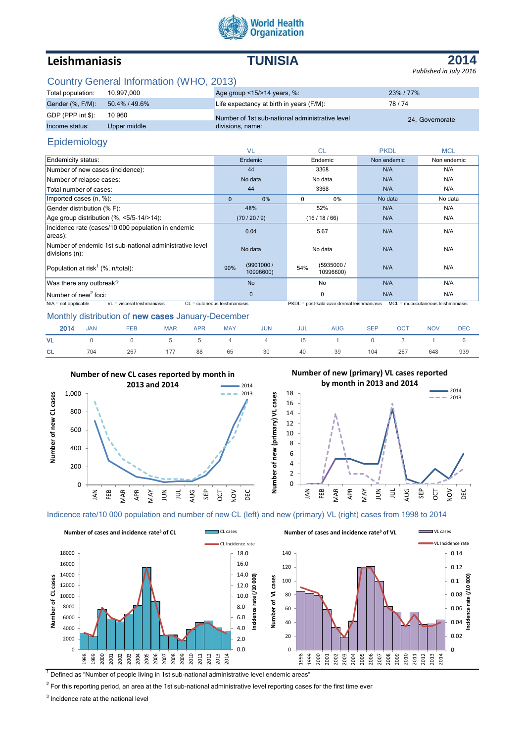World Health Organization

# Leishmaniasis — TUNISIA — 2014

*Published in July 2016*

## Country General Information (WHO, 2013)

| | | | |
|---|---|---|---|
| Total population: | 10,997,000 | Age group <15/>14 years, %: | 23% / 77% |
| Gender (%, F/M): | 50.4% / 49.6% | Life expectancy at birth in years (F/M): | 78 / 74 |
| GDP (PPP int $): | 10 960 | Number of 1st sub-national administrative level divisions, name: | 24, Governorate |
| Income status: | Upper middle | | |

## Epidemiology

| | VL | CL | PKDL | MCL |
|---|---|---|---|---|
| Endemicity status: | Endemic | Endemic | Non endemic | Non endemic |
| Number of new cases (incidence): | 44 | 3368 | N/A | N/A |
| Number of relapse cases: | No data | No data | N/A | N/A |
| Total number of cases: | 44 | 3368 | N/A | N/A |
| Imported cases (n, %): | 0 0% | 0 0% | No data | No data |
| Gender distribution (% F): | 48% | 52% | N/A | N/A |
| Age group distribution (%, <5/5-14/>14): | (70 / 20 / 9) | (16 / 18 / 66) | N/A | N/A |
| Incidence rate (cases/10 000 population in endemic areas): | 0.04 | 5.67 | N/A | N/A |
| Number of endemic 1st sub-national administrative level divisions (n): | No data | No data | N/A | N/A |
| Population at risk[1] (%, n/total): | 90% (9901000 / 10996600) | 54% (5935000 / 10996600) | N/A | N/A |
| Was there any outbreak? | No | No | N/A | N/A |
| Number of new[2] foci: | 0 | 0 | N/A | N/A |

N/A = not applicable VL = visceral leishmaniasis CL = cutaneous leishmaniasis PKDL = post-kala-azar dermal leishmaniasis MCL = mucocutaneous leishmaniasis

## Monthly distribution of **new cases** January-December

| 2014 | JAN | FEB | MAR | APR | MAY | JUN | JUL | AUG | SEP | OCT | NOV | DEC |
|---|---|---|---|---|---|---|---|---|---|---|---|---|
| VL | 0 | 0 | 5 | 5 | 4 | 4 | 15 | 1 | 0 | 3 | 1 | 6 |
| CL | 704 | 267 | 177 | 88 | 65 | 30 | 40 | 39 | 104 | 267 | 648 | 939 |

Number of new CL cases reported by month in 2013 and 2014

Number of new (primary) VL cases reported by month in 2013 and 2014

## Indicence rate/10 000 population and number of new CL (left) and new (primary) VL (right) cases from 1998 to 2014

Number of cases and incidence rate[3] of CL

Number of cases and incidence rate[3] of VL

[1] Defined as "Number of people living in 1st sub-national administrative level endemic areas"

[2] For this reporting period, an area at the 1st sub-national administrative level reporting cases for the first time ever

[3] Incidence rate at the national level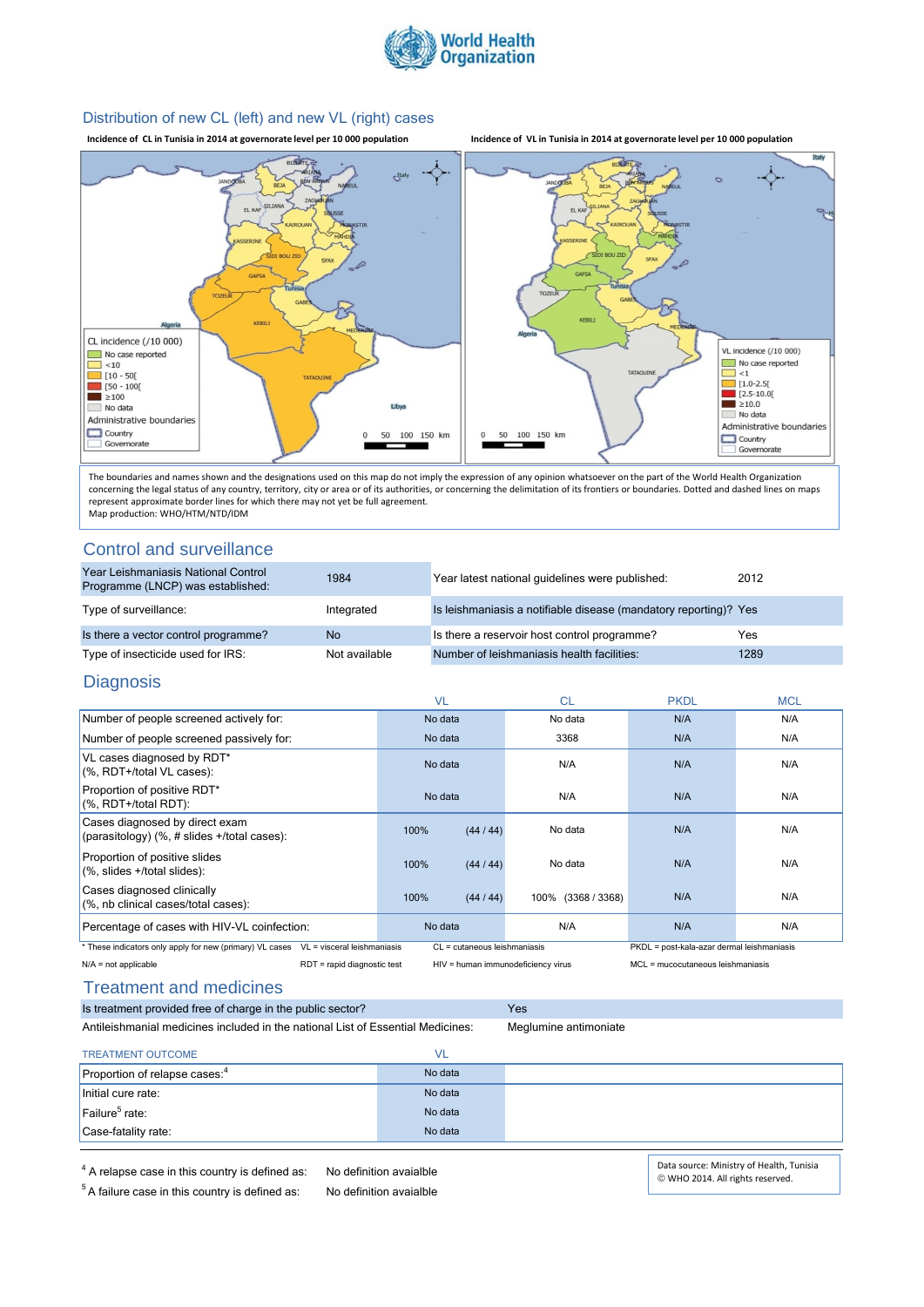## Distribution of new CL (left) and new VL (right) cases

**Incidence of CL in Tunisia in 2014 at governorate level per 10 000 population**

BIZERTE
ARIANA
BEN AROUS
JANDOUBA
BEJA
NABEUL
Italy
ZAGHOUAN
SILIANA
EL KAF
SOUSSE
KAIROUAN
MONASTIR
MAHDIA
KASSERINE
SIDI BOU ZID
SFAX
GAFSA
Tunisia
TOZEUR
GABES
Algeria
KEBILI
MEDENINE
TATAOUINE
Libya

CL incidence (/10 000)
No case reported
<10
[10 - 50[
[50 - 100[
≥100
No data
Administrative boundaries
Country
Governorate

0 50 100 150 km

**Incidence of VL in Tunisia in 2014 at governorate level per 10 000 population**

Italy
BIZERTE
ARIANA
BEN AROUS
JANDOUBA
BEJA
NABEUL
ZAGHOUAN
SILIANA
EL KAF
SOUSSE
KAIROUAN
MONASTIR
MAHDIA
KASSERINE
SIDI BOU ZID
SFAX
GAFSA
Tunisia
TOZEUR
GABES
KEBILI
Algeria
MEDENINE
TATAOUINE

VL incidence (/10 000)
No case reported
<1
[1.0-2.5[
[2.5-10.0[
≥10.0
No data
Administrative boundaries
Country
Governorate

0 50 100 150 km

The boundaries and names shown and the designations used on this map do not imply the expression of any opinion whatsoever on the part of the World Health Organization concerning the legal status of any country, territory, city or area or of its authorities, or concerning the delimitation of its frontiers or boundaries. Dotted and dashed lines on maps represent approximate border lines for which there may not yet be full agreement.
Map production: WHO/HTM/NTD/IDM

## Control and surveillance

| | | | |
|---|---|---|---|
| Year Leishmaniasis National Control Programme (LNCP) was established: | 1984 | Year latest national guidelines were published: | 2012 |
| Type of surveillance: | Integrated | Is leishmaniasis a notifiable disease (mandatory reporting)? | Yes |
| Is there a vector control programme? | No | Is there a reservoir host control programme? | Yes |
| Type of insecticide used for IRS: | Not available | Number of leishmaniasis health facilities: | 1289 |

## Diagnosis

| | VL | CL | PKDL | MCL |
|---|---|---|---|---|
| Number of people screened actively for: | No data | No data | N/A | N/A |
| Number of people screened passively for: | No data | 3368 | N/A | N/A |
| VL cases diagnosed by RDT* (%, RDT+/total VL cases): | No data | N/A | N/A | N/A |
| Proportion of positive RDT* (%, RDT+/total RDT): | No data | N/A | N/A | N/A |
| Cases diagnosed by direct exam (parasitology) (%, # slides +/total cases): | 100% (44 / 44) | No data | N/A | N/A |
| Proportion of positive slides (%, slides +/total slides): | 100% (44 / 44) | No data | N/A | N/A |
| Cases diagnosed clinically (%, nb clinical cases/total cases): | 100% (44 / 44) | 100% (3368 / 3368) | N/A | N/A |
| Percentage of cases with HIV-VL coinfection: | No data | N/A | N/A | N/A |

\* These indicators only apply for new (primary) VL cases VL = visceral leishmaniasis CL = cutaneous leishmaniasis PKDL = post-kala-azar dermal leishmaniasis

N/A = not applicable RDT = rapid diagnostic test HIV = human immunodeficiency virus MCL = mucocutaneous leishmaniasis

## Treatment and medicines

| | |
|---|---|
| Is treatment provided free of charge in the public sector? | Yes |
| Antileishmanial medicines included in the national List of Essential Medicines: | Meglumine antimoniate |

| TREATMENT OUTCOME | VL |
|---|---|
| Proportion of relapse cases:[4] | No data |
| Initial cure rate: | No data |
| Failure[5] rate: | No data |
| Case-fatality rate: | No data |

[4] A relapse case in this country is defined as: No definition avaialble

[5] A failure case in this country is defined as: No definition avaialble

Data source: Ministry of Health, Tunisia
© WHO 2014. All rights reserved.